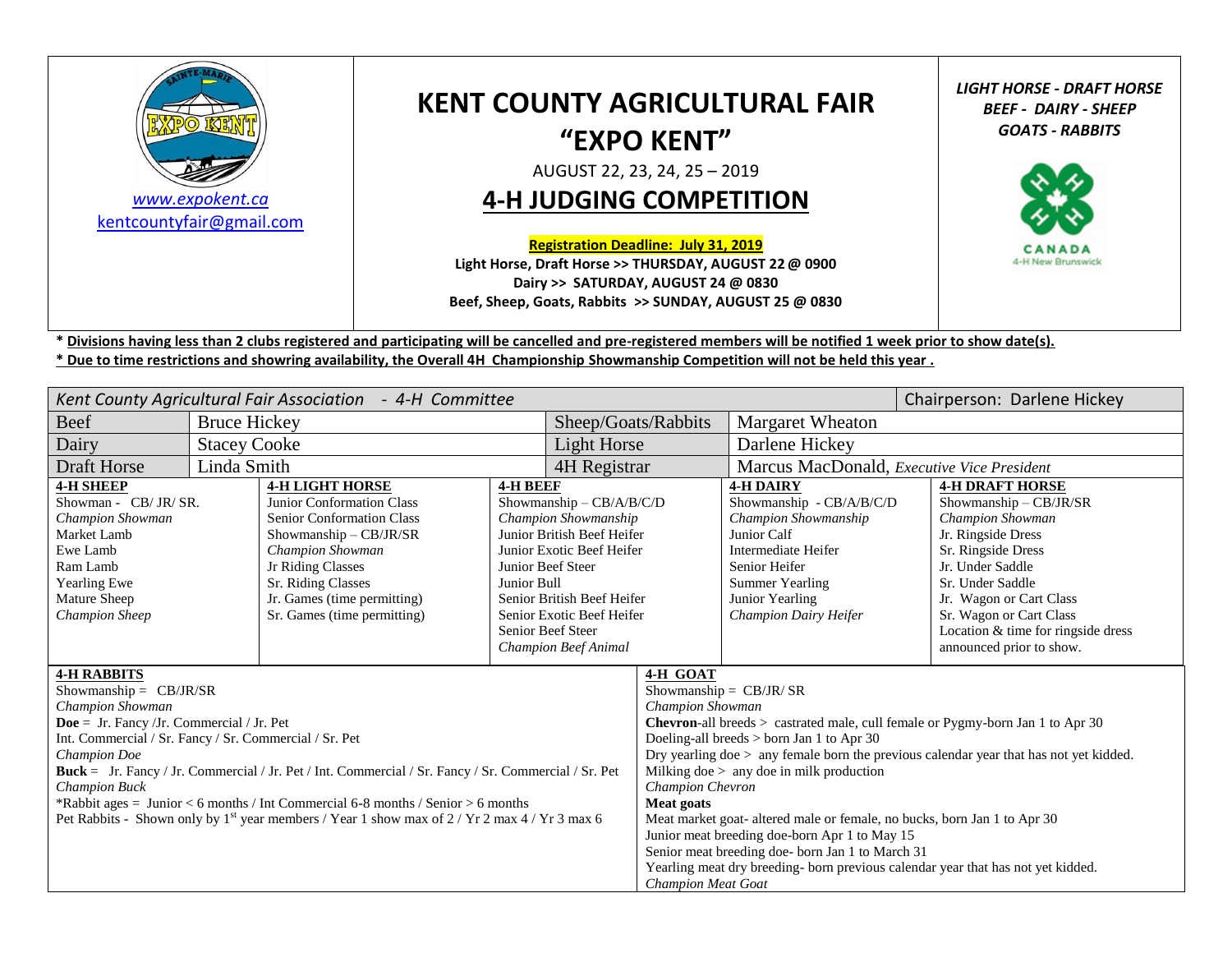www.expokent.ca
kentcountyfair@gmail.com

# KENT COUNTY AGRICULTURAL FAIR
# "EXPO KENT"

AUGUST 22, 23, 24, 25 – 2019

## 4-H JUDGING COMPETITION

**Registration Deadline: July 31, 2019**

**Light Horse, Draft Horse >> THURSDAY, AUGUST 22 @ 0900**
**Dairy >> SATURDAY, AUGUST 24 @ 0830**
**Beef, Sheep, Goats, Rabbits >> SUNDAY, AUGUST 25 @ 0830**

***LIGHT HORSE - DRAFT HORSE***
***BEEF - DAIRY - SHEEP***
***GOATS - RABBITS***

CANADA
4-H New Brunswick

**\* Divisions having less than 2 clubs registered and participating will be cancelled and pre-registered members will be notified 1 week prior to show date(s).**

**\* Due to time restrictions and showring availability, the Overall 4H Championship Showmanship Competition will not be held this year .**

| *Kent County Agricultural Fair Association - 4-H Committee* | | | Chairperson: Darlene Hickey |
|---|---|---|---|
| Beef | Bruce Hickey | Sheep/Goats/Rabbits | Margaret Wheaton |
| Dairy | Stacey Cooke | Light Horse | Darlene Hickey |
| Draft Horse | Linda Smith | 4H Registrar | Marcus MacDonald, *Executive Vice President* |

**4-H SHEEP**
- Showman - CB/ JR/ SR.
- *Champion Showman*
- Market Lamb
- Ewe Lamb
- Ram Lamb
- Yearling Ewe
- Mature Sheep
- *Champion Sheep*

**4-H LIGHT HORSE**
- Junior Conformation Class
- Senior Conformation Class
- Showmanship – CB/JR/SR
- *Champion Showman*
- Jr Riding Classes
- Sr. Riding Classes
- Jr. Games (time permitting)
- Sr. Games (time permitting)

**4-H BEEF**
- Showmanship – CB/A/B/C/D
- *Champion Showmanship*
- Junior British Beef Heifer
- Junior Exotic Beef Heifer
- Junior Beef Steer
- Junior Bull
- Senior British Beef Heifer
- Senior Exotic Beef Heifer
- Senior Beef Steer
- *Champion Beef Animal*

**4-H DAIRY**
- Showmanship - CB/A/B/C/D
- *Champion Showmanship*
- Junior Calf
- Intermediate Heifer
- Senior Heifer
- Summer Yearling
- Junior Yearling
- *Champion Dairy Heifer*

**4-H DRAFT HORSE**
- Showmanship – CB/JR/SR
- *Champion Showman*
- Jr. Ringside Dress
- Sr. Ringside Dress
- Jr. Under Saddle
- Sr. Under Saddle
- Jr. Wagon or Cart Class
- Sr. Wagon or Cart Class
- Location & time for ringside dress announced prior to show.

**4-H RABBITS**

Showmanship = CB/JR/SR
*Champion Showman*
**Doe** = Jr. Fancy /Jr. Commercial / Jr. Pet
Int. Commercial / Sr. Fancy / Sr. Commercial / Sr. Pet
*Champion Doe*
**Buck** = Jr. Fancy / Jr. Commercial / Jr. Pet / Int. Commercial / Sr. Fancy / Sr. Commercial / Sr. Pet
*Champion Buck*
*Rabbit ages = Junior < 6 months / Int Commercial 6-8 months / Senior > 6 months
Pet Rabbits - Shown only by 1st year members / Year 1 show max of 2 / Yr 2 max 4 / Yr 3 max 6

**4-H GOAT**

Showmanship = CB/JR/ SR
*Champion Showman*
**Chevron**-all breeds > castrated male, cull female or Pygmy-born Jan 1 to Apr 30
Doeling-all breeds > born Jan 1 to Apr 30
Dry yearling doe > any female born the previous calendar year that has not yet kidded.
Milking doe > any doe in milk production
*Champion Chevron*
**Meat goats**
Meat market goat- altered male or female, no bucks, born Jan 1 to Apr 30
Junior meat breeding doe-born Apr 1 to May 15
Senior meat breeding doe- born Jan 1 to March 31
Yearling meat dry breeding- born previous calendar year that has not yet kidded.
*Champion Meat Goat*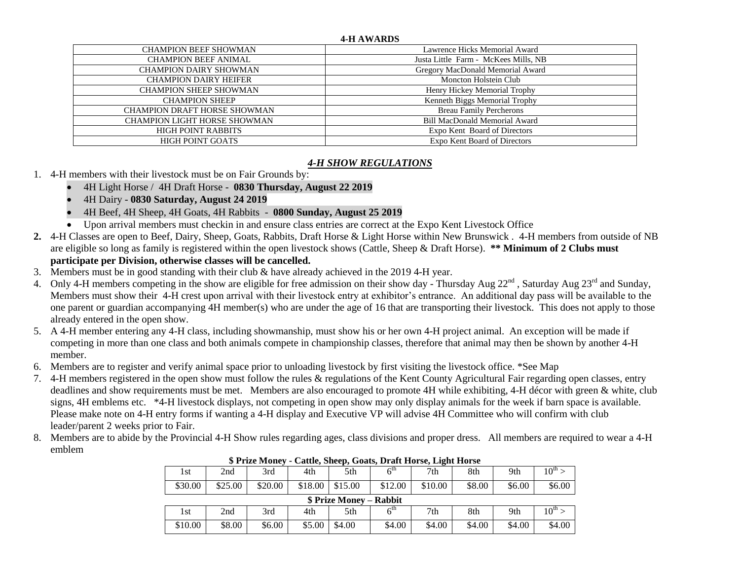**4-H AWARDS**

| | |
|---|---|
| CHAMPION BEEF SHOWMAN | Lawrence Hicks Memorial Award |
| CHAMPION BEEF ANIMAL | Justa Little Farm - McKees Mills, NB |
| CHAMPION DAIRY SHOWMAN | Gregory MacDonald Memorial Award |
| CHAMPION DAIRY HEIFER | Moncton Holstein Club |
| CHAMPION SHEEP SHOWMAN | Henry Hickey Memorial Trophy |
| CHAMPION SHEEP | Kenneth Biggs Memorial Trophy |
| CHAMPION DRAFT HORSE SHOWMAN | Breau Family Percherons |
| CHAMPION LIGHT HORSE SHOWMAN | Bill MacDonald Memorial Award |
| HIGH POINT RABBITS | Expo Kent Board of Directors |
| HIGH POINT GOATS | Expo Kent Board of Directors |

## ***4-H SHOW REGULATIONS***

1. 4-H members with their livestock must be on Fair Grounds by:
   - 4H Light Horse / 4H Draft Horse - **0830 Thursday, August 22 2019**
   - 4H Dairy - **0830 Saturday, August 24 2019**
   - 4H Beef, 4H Sheep, 4H Goats, 4H Rabbits - **0800 Sunday, August 25 2019**
   - Upon arrival members must checkin in and ensure class entries are correct at the Expo Kent Livestock Office
2. 4-H Classes are open to Beef, Dairy, Sheep, Goats, Rabbits, Draft Horse & Light Horse within New Brunswick . 4-H members from outside of NB are eligible so long as family is registered within the open livestock shows (Cattle, Sheep & Draft Horse). **** Minimum of 2 Clubs must participate per Division, otherwise classes will be cancelled.**
3. Members must be in good standing with their club & have already achieved in the 2019 4-H year.
4. Only 4-H members competing in the show are eligible for free admission on their show day - Thursday Aug 22nd , Saturday Aug 23rd and Sunday, Members must show their 4-H crest upon arrival with their livestock entry at exhibitor's entrance. An additional day pass will be available to the one parent or guardian accompanying 4H member(s) who are under the age of 16 that are transporting their livestock. This does not apply to those already entered in the open show.
5. A 4-H member entering any 4-H class, including showmanship, must show his or her own 4-H project animal. An exception will be made if competing in more than one class and both animals compete in championship classes, therefore that animal may then be shown by another 4-H member.
6. Members are to register and verify animal space prior to unloading livestock by first visiting the livestock office. *See Map
7. 4-H members registered in the open show must follow the rules & regulations of the Kent County Agricultural Fair regarding open classes, entry deadlines and show requirements must be met. Members are also encouraged to promote 4H while exhibiting, 4-H décor with green & white, club signs, 4H emblems etc. *4-H livestock displays, not competing in open show may only display animals for the week if barn space is available. Please make note on 4-H entry forms if wanting a 4-H display and Executive VP will advise 4H Committee who will confirm with club leader/parent 2 weeks prior to Fair.
8. Members are to abide by the Provincial 4-H Show rules regarding ages, class divisions and proper dress. All members are required to wear a 4-H emblem

**$ Prize Money - Cattle, Sheep, Goats, Draft Horse, Light Horse**

| 1st | 2nd | 3rd | 4th | 5th | 6th | 7th | 8th | 9th | 10th > |
|---|---|---|---|---|---|---|---|---|---|
| $30.00 | $25.00 | $20.00 | $18.00 | $15.00 | $12.00 | $10.00 | $8.00 | $6.00 | $6.00 |

**$ Prize Money – Rabbit**

| 1st | 2nd | 3rd | 4th | 5th | 6th | 7th | 8th | 9th | 10th > |
|---|---|---|---|---|---|---|---|---|---|
| $10.00 | $8.00 | $6.00 | $5.00 | $4.00 | $4.00 | $4.00 | $4.00 | $4.00 | $4.00 |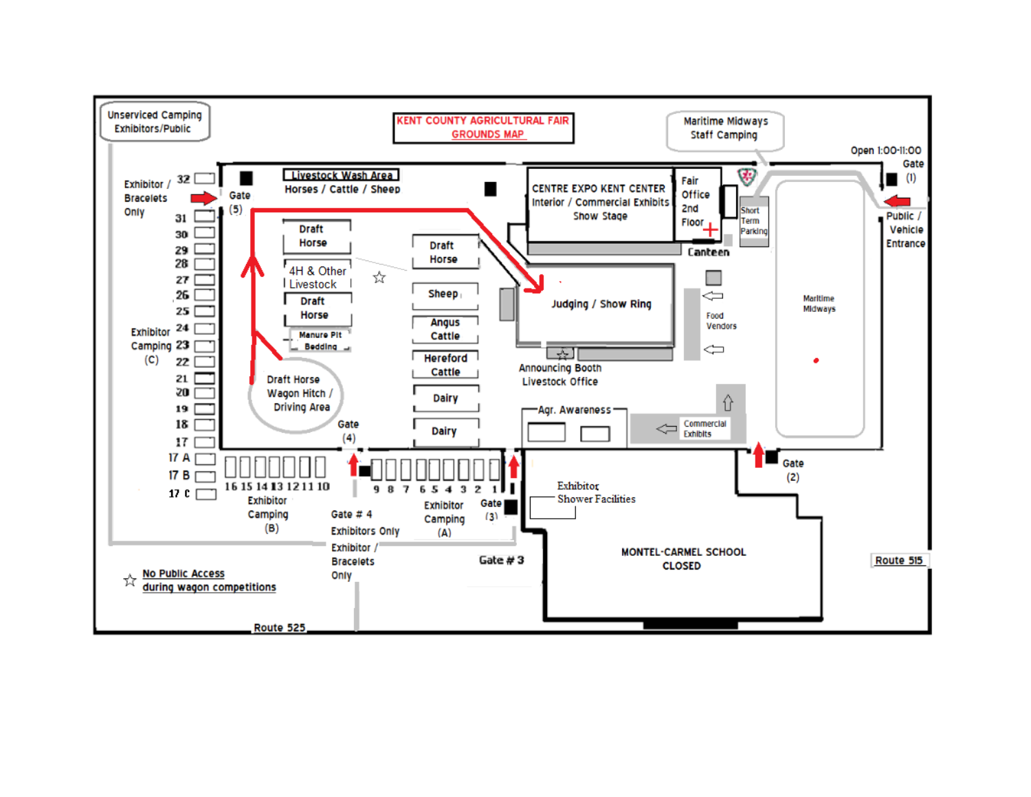KENT COUNTY AGRICULTURAL FAIR GROUNDS MAP

Unserviced Camping
Exhibitors/Public

Maritime Midways
Staff Camping

Open 1:00-11:00
Gate
(1)

Public /
Vehicle
Entrance

Exhibitor /
Bracelets
Only

Gate
(5)

Livestock Wash Area
Horses / Cattle / Sheep

CENTRE EXPO KENT CENTER
Interior / Commercial Exhibits
Show Stage

Fair
Office
2nd
Floor

Short
Term
Parking

Canteen

Draft
Horse

4H & Other
Livestock

Draft
Horse

Manure Pit
Bedding

Draft
Horse

Sheep

Angus
Cattle

Hereford
Cattle

Dairy

Dairy

Judging / Show Ring

Food
Vendors

Maritime
Midways

Announcing Booth
Livestock Office

Agr. Awareness

Commercial
Exhibits

Draft Horse
Wagon Hitch /
Driving Area

Gate
(4)

Gate
(2)

Exhibitor
Camping
(C)

32 31 30 29 28 27 26 25 24 23 22 21 20 19 18 17 17 A 17 B 17 C

16 15 14 13 12 11 10
Exhibitor
Camping
(B)

9 8 7 6 5 4 3 2 1
Exhibitor
Camping
(A)

Gate # 4
Exhibitors Only
Exhibitor /
Bracelets
Only

Gate
(3)

Gate # 3

Exhibitor
Shower Facilities

MONTEL-CARMEL SCHOOL
CLOSED

Route 515

Route 525

☆ No Public Access
during wagon competitions